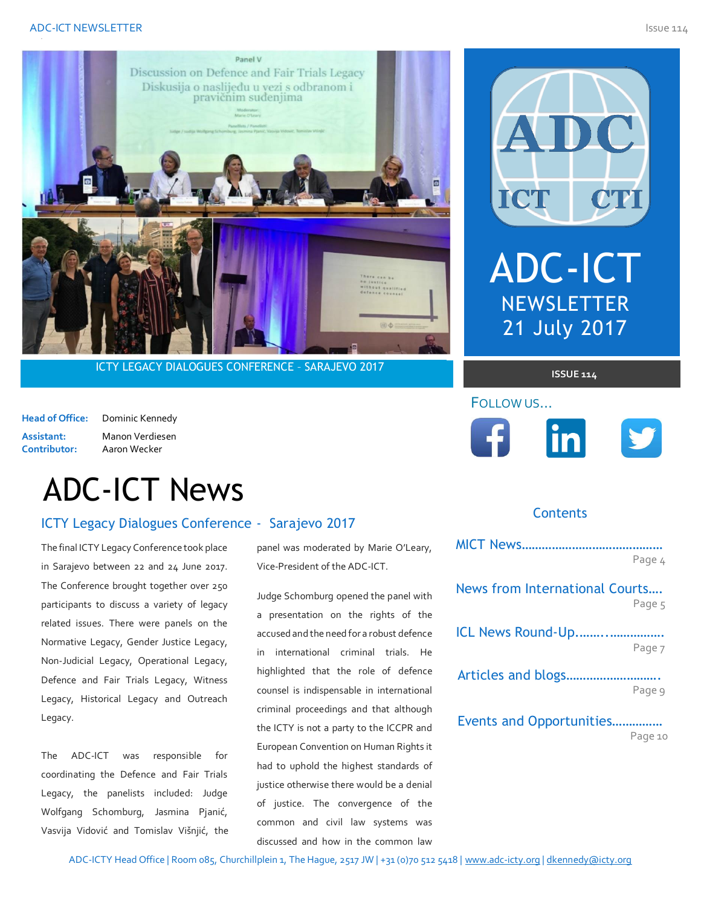ICTY LEGACY DIALOGUES CONFERENCE - SARAJEVO 2017

# ADC-ICT NEWSLETTER
## 21 July 2017

ISSUE 114

FOLLOW US...

**Head of Office:** Dominic Kennedy
**Assistant:** Manon Verdiesen
**Contributor:** Aaron Wecker

### Contents

- MICT News.......................................... Page 4
- News from International Courts.... Page 5
- ICL News Round-Up........................ Page 7
- Articles and blogs........................... Page 9
- Events and Opportunities............... Page 10

# ADC-ICT News

## ICTY Legacy Dialogues Conference - Sarajevo 2017

The final ICTY Legacy Conference took place in Sarajevo between 22 and 24 June 2017. The Conference brought together over 250 participants to discuss a variety of legacy related issues. There were panels on the Normative Legacy, Gender Justice Legacy, Non-Judicial Legacy, Operational Legacy, Defence and Fair Trials Legacy, Witness Legacy, Historical Legacy and Outreach Legacy.

The ADC-ICT was responsible for coordinating the Defence and Fair Trials Legacy, the panelists included: Judge Wolfgang Schomburg, Jasmina Pjanić, Vasvija Vidović and Tomislav Višnjić, the panel was moderated by Marie O'Leary, Vice-President of the ADC-ICT.

Judge Schomburg opened the panel with a presentation on the rights of the accused and the need for a robust defence in international criminal trials. He highlighted that the role of defence counsel is indispensable in international criminal proceedings and that although the ICTY is not a party to the ICCPR and European Convention on Human Rights it had to uphold the highest standards of justice otherwise there would be a denial of justice. The convergence of the common and civil law systems was discussed and how in the common law

ADC-ICTY Head Office | Room 085, Churchillplein 1, The Hague, 2517 JW | +31 (0)70 512 5418 | www.adc-icty.org | dkennedy@icty.org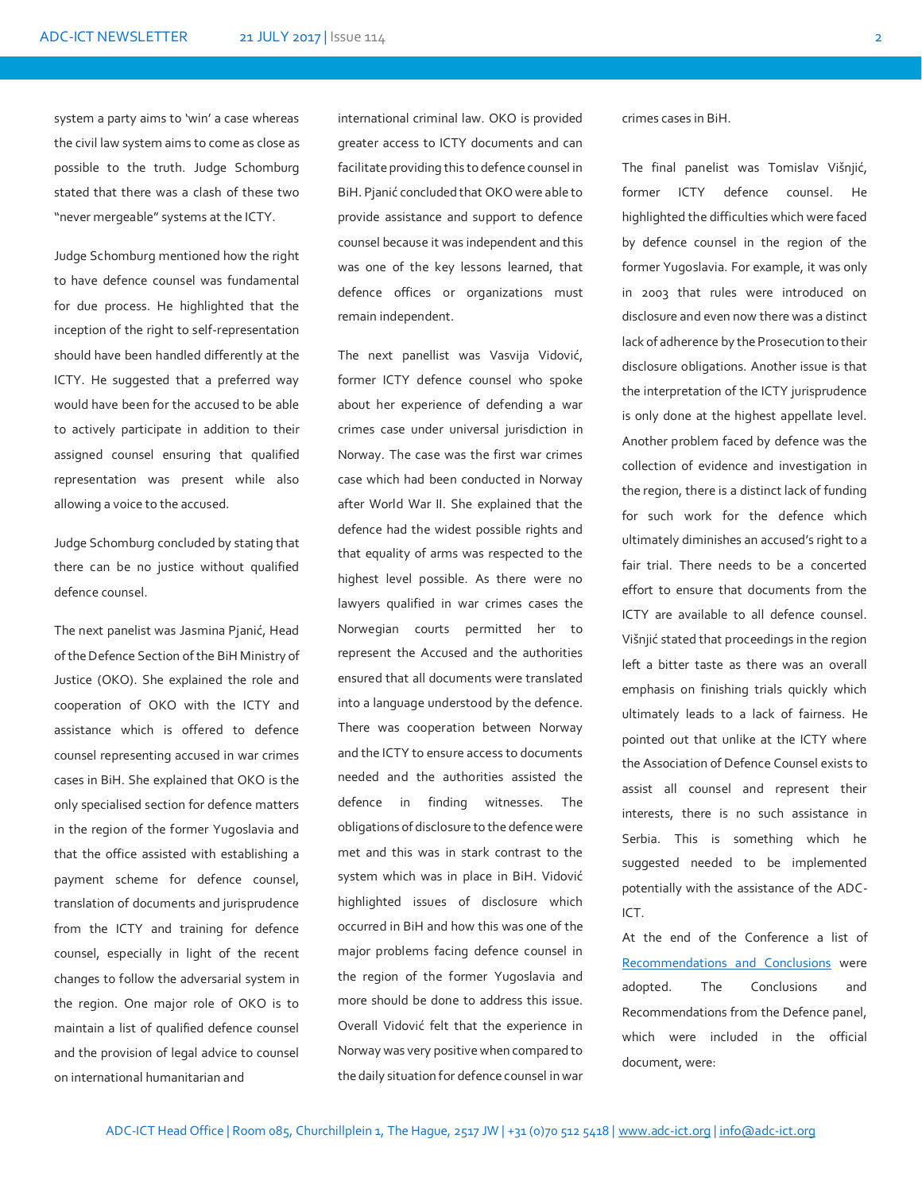system a party aims to 'win' a case whereas the civil law system aims to come as close as possible to the truth. Judge Schomburg stated that there was a clash of these two "never mergeable" systems at the ICTY.

Judge Schomburg mentioned how the right to have defence counsel was fundamental for due process. He highlighted that the inception of the right to self-representation should have been handled differently at the ICTY. He suggested that a preferred way would have been for the accused to be able to actively participate in addition to their assigned counsel ensuring that qualified representation was present while also allowing a voice to the accused.

Judge Schomburg concluded by stating that there can be no justice without qualified defence counsel.

The next panelist was Jasmina Pjanić, Head of the Defence Section of the BiH Ministry of Justice (OKO). She explained the role and cooperation of OKO with the ICTY and assistance which is offered to defence counsel representing accused in war crimes cases in BiH. She explained that OKO is the only specialised section for defence matters in the region of the former Yugoslavia and that the office assisted with establishing a payment scheme for defence counsel, translation of documents and jurisprudence from the ICTY and training for defence counsel, especially in light of the recent changes to follow the adversarial system in the region. One major role of OKO is to maintain a list of qualified defence counsel and the provision of legal advice to counsel on international humanitarian and international criminal law. OKO is provided greater access to ICTY documents and can facilitate providing this to defence counsel in BiH. Pjanić concluded that OKO were able to provide assistance and support to defence counsel because it was independent and this was one of the key lessons learned, that defence offices or organizations must remain independent.

The next panellist was Vasvija Vidović, former ICTY defence counsel who spoke about her experience of defending a war crimes case under universal jurisdiction in Norway. The case was the first war crimes case which had been conducted in Norway after World War II. She explained that the defence had the widest possible rights and that equality of arms was respected to the highest level possible. As there were no lawyers qualified in war crimes cases the Norwegian courts permitted her to represent the Accused and the authorities ensured that all documents were translated into a language understood by the defence. There was cooperation between Norway and the ICTY to ensure access to documents needed and the authorities assisted the defence in finding witnesses. The obligations of disclosure to the defence were met and this was in stark contrast to the system which was in place in BiH. Vidović highlighted issues of disclosure which occurred in BiH and how this was one of the major problems facing defence counsel in the region of the former Yugoslavia and more should be done to address this issue. Overall Vidović felt that the experience in Norway was very positive when compared to the daily situation for defence counsel in war crimes cases in BiH.

The final panelist was Tomislav Višnjić, former ICTY defence counsel. He highlighted the difficulties which were faced by defence counsel in the region of the former Yugoslavia. For example, it was only in 2003 that rules were introduced on disclosure and even now there was a distinct lack of adherence by the Prosecution to their disclosure obligations. Another issue is that the interpretation of the ICTY jurisprudence is only done at the highest appellate level. Another problem faced by defence was the collection of evidence and investigation in the region, there is a distinct lack of funding for such work for the defence which ultimately diminishes an accused's right to a fair trial. There needs to be a concerted effort to ensure that documents from the ICTY are available to all defence counsel. Višnjić stated that proceedings in the region left a bitter taste as there was an overall emphasis on finishing trials quickly which ultimately leads to a lack of fairness. He pointed out that unlike at the ICTY where the Association of Defence Counsel exists to assist all counsel and represent their interests, there is no such assistance in Serbia. This is something which he suggested needed to be implemented potentially with the assistance of the ADC-ICT.

At the end of the Conference a list of Recommendations and Conclusions were adopted. The Conclusions and Recommendations from the Defence panel, which were included in the official document, were: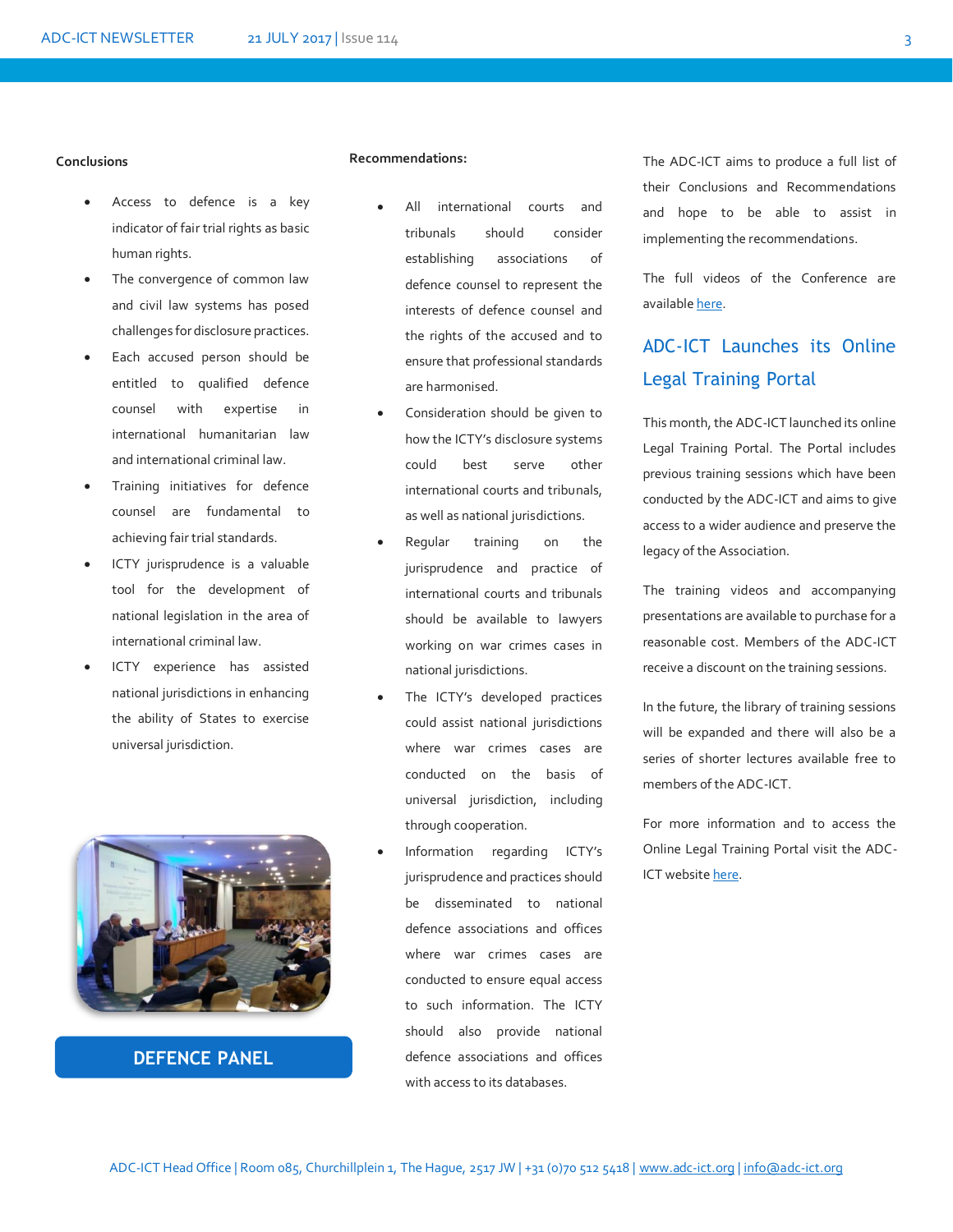**Conclusions**

- Access to defence is a key indicator of fair trial rights as basic human rights.
- The convergence of common law and civil law systems has posed challenges for disclosure practices.
- Each accused person should be entitled to qualified defence counsel with expertise in international humanitarian law and international criminal law.
- Training initiatives for defence counsel are fundamental to achieving fair trial standards.
- ICTY jurisprudence is a valuable tool for the development of national legislation in the area of international criminal law.
- ICTY experience has assisted national jurisdictions in enhancing the ability of States to exercise universal jurisdiction.

DEFENCE PANEL

**Recommendations:**

- All international courts and tribunals should consider establishing associations of defence counsel to represent the interests of defence counsel and the rights of the accused and to ensure that professional standards are harmonised.
- Consideration should be given to how the ICTY's disclosure systems could best serve other international courts and tribunals, as well as national jurisdictions.
- Regular training on the jurisprudence and practice of international courts and tribunals should be available to lawyers working on war crimes cases in national jurisdictions.
- The ICTY's developed practices could assist national jurisdictions where war crimes cases are conducted on the basis of universal jurisdiction, including through cooperation.
- Information regarding ICTY's jurisprudence and practices should be disseminated to national defence associations and offices where war crimes cases are conducted to ensure equal access to such information. The ICTY should also provide national defence associations and offices with access to its databases.

The ADC-ICT aims to produce a full list of their Conclusions and Recommendations and hope to be able to assist in implementing the recommendations.

The full videos of the Conference are available here.

## ADC-ICT Launches its Online Legal Training Portal

This month, the ADC-ICT launched its online Legal Training Portal. The Portal includes previous training sessions which have been conducted by the ADC-ICT and aims to give access to a wider audience and preserve the legacy of the Association.

The training videos and accompanying presentations are available to purchase for a reasonable cost. Members of the ADC-ICT receive a discount on the training sessions.

In the future, the library of training sessions will be expanded and there will also be a series of shorter lectures available free to members of the ADC-ICT.

For more information and to access the Online Legal Training Portal visit the ADC-ICT website here.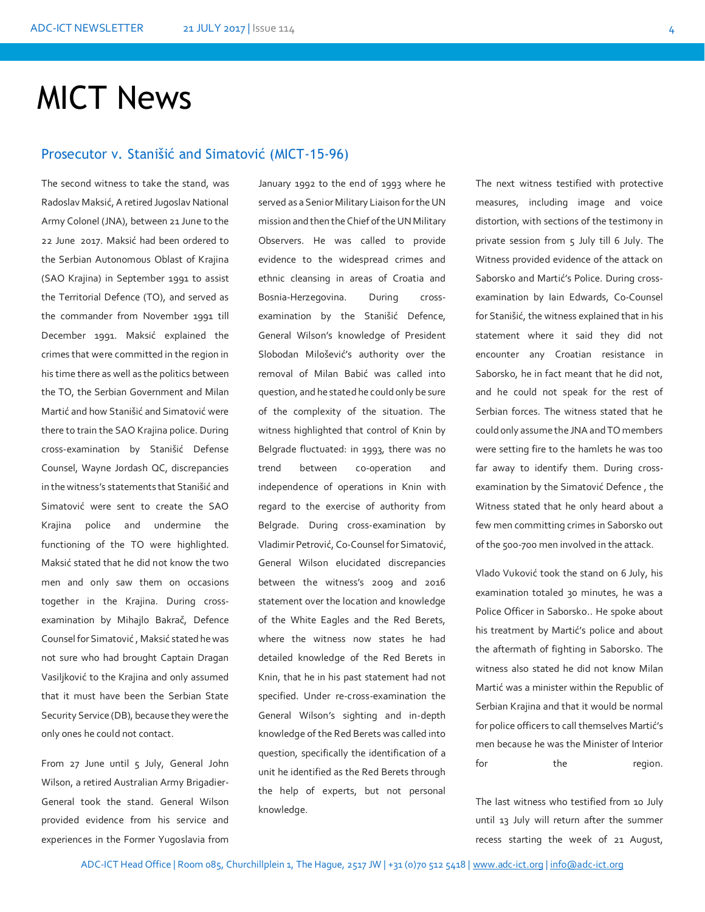# MICT News

## Prosecutor v. Stanišić and Simatović (MICT-15-96)

The second witness to take the stand, was Radoslav Maksić, A retired Jugoslav National Army Colonel (JNA), between 21 June to the 22 June 2017. Maksić had been ordered to the Serbian Autonomous Oblast of Krajina (SAO Krajina) in September 1991 to assist the Territorial Defence (TO), and served as the commander from November 1991 till December 1991. Maksić explained the crimes that were committed in the region in his time there as well as the politics between the TO, the Serbian Government and Milan Martić and how Stanišić and Simatović were there to train the SAO Krajina police. During cross-examination by Stanišić Defense Counsel, Wayne Jordash QC, discrepancies in the witness's statements that Stanišić and Simatović were sent to create the SAO Krajina police and undermine the functioning of the TO were highlighted. Maksić stated that he did not know the two men and only saw them on occasions together in the Krajina. During cross-examination by Mihajlo Bakrač, Defence Counsel for Simatović , Maksić stated he was not sure who had brought Captain Dragan Vasiljković to the Krajina and only assumed that it must have been the Serbian State Security Service (DB), because they were the only ones he could not contact.

From 27 June until 5 July, General John Wilson, a retired Australian Army Brigadier-General took the stand. General Wilson provided evidence from his service and experiences in the Former Yugoslavia from January 1992 to the end of 1993 where he served as a Senior Military Liaison for the UN mission and then the Chief of the UN Military Observers. He was called to provide evidence to the widespread crimes and ethnic cleansing in areas of Croatia and Bosnia-Herzegovina. During cross-examination by the Stanišić Defence, General Wilson's knowledge of President Slobodan Milošević's authority over the removal of Milan Babić was called into question, and he stated he could only be sure of the complexity of the situation. The witness highlighted that control of Knin by Belgrade fluctuated: in 1993, there was no trend between co-operation and independence of operations in Knin with regard to the exercise of authority from Belgrade. During cross-examination by Vladimir Petrović, Co-Counsel for Simatović, General Wilson elucidated discrepancies between the witness's 2009 and 2016 statement over the location and knowledge of the White Eagles and the Red Berets, where the witness now states he had detailed knowledge of the Red Berets in Knin, that he in his past statement had not specified. Under re-cross-examination the General Wilson's sighting and in-depth knowledge of the Red Berets was called into question, specifically the identification of a unit he identified as the Red Berets through the help of experts, but not personal knowledge.

The next witness testified with protective measures, including image and voice distortion, with sections of the testimony in private session from 5 July till 6 July. The Witness provided evidence of the attack on Saborsko and Martić's Police. During cross-examination by Iain Edwards, Co-Counsel for Stanišić, the witness explained that in his statement where it said they did not encounter any Croatian resistance in Saborsko, he in fact meant that he did not, and he could not speak for the rest of Serbian forces. The witness stated that he could only assume the JNA and TO members were setting fire to the hamlets he was too far away to identify them. During cross-examination by the Simatović Defence , the Witness stated that he only heard about a few men committing crimes in Saborsko out of the 500-700 men involved in the attack.

Vlado Vuković took the stand on 6 July, his examination totaled 30 minutes, he was a Police Officer in Saborsko.. He spoke about his treatment by Martić's police and about the aftermath of fighting in Saborsko. The witness also stated he did not know Milan Martić was a minister within the Republic of Serbian Krajina and that it would be normal for police officers to call themselves Martić's men because he was the Minister of Interior for the region.

The last witness who testified from 10 July until 13 July will return after the summer recess starting the week of 21 August,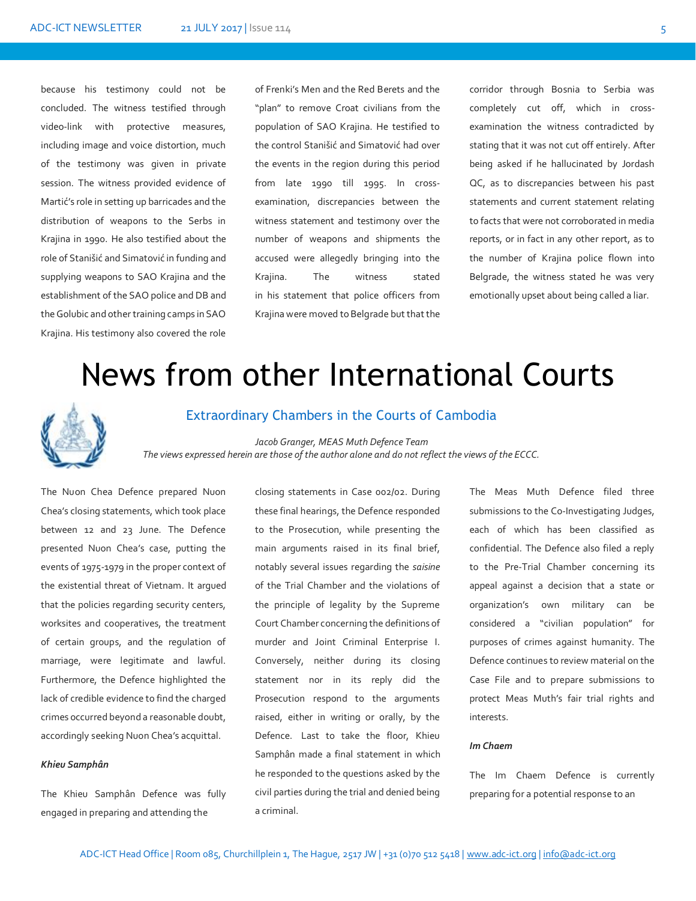because his testimony could not be concluded. The witness testified through video-link with protective measures, including image and voice distortion, much of the testimony was given in private session. The witness provided evidence of Martić's role in setting up barricades and the distribution of weapons to the Serbs in Krajina in 1990. He also testified about the role of Stanišić and Simatović in funding and supplying weapons to SAO Krajina and the establishment of the SAO police and DB and the Golubic and other training camps in SAO Krajina. His testimony also covered the role of Frenki's Men and the Red Berets and the "plan" to remove Croat civilians from the population of SAO Krajina. He testified to the control Stanišić and Simatović had over the events in the region during this period from late 1990 till 1995. In cross-examination, discrepancies between the witness statement and testimony over the number of weapons and shipments the accused were allegedly bringing into the Krajina. The witness stated in his statement that police officers from Krajina were moved to Belgrade but that the corridor through Bosnia to Serbia was completely cut off, which in cross-examination the witness contradicted by stating that it was not cut off entirely. After being asked if he hallucinated by Jordash QC, as to discrepancies between his past statements and current statement relating to facts that were not corroborated in media reports, or in fact in any other report, as to the number of Krajina police flown into Belgrade, the witness stated he was very emotionally upset about being called a liar.

# News from other International Courts

## Extraordinary Chambers in the Courts of Cambodia

*Jacob Granger, MEAS Muth Defence Team*
*The views expressed herein are those of the author alone and do not reflect the views of the ECCC.*

The Nuon Chea Defence prepared Nuon Chea's closing statements, which took place between 12 and 23 June. The Defence presented Nuon Chea's case, putting the events of 1975-1979 in the proper context of the existential threat of Vietnam. It argued that the policies regarding security centers, worksites and cooperatives, the treatment of certain groups, and the regulation of marriage, were legitimate and lawful. Furthermore, the Defence highlighted the lack of credible evidence to find the charged crimes occurred beyond a reasonable doubt, accordingly seeking Nuon Chea's acquittal.

***Khieu Samphân***

The Khieu Samphân Defence was fully engaged in preparing and attending the closing statements in Case 002/02. During these final hearings, the Defence responded to the Prosecution, while presenting the main arguments raised in its final brief, notably several issues regarding the *saisine* of the Trial Chamber and the violations of the principle of legality by the Supreme Court Chamber concerning the definitions of murder and Joint Criminal Enterprise I. Conversely, neither during its closing statement nor in its reply did the Prosecution respond to the arguments raised, either in writing or orally, by the Defence. Last to take the floor, Khieu Samphân made a final statement in which he responded to the questions asked by the civil parties during the trial and denied being a criminal.

The Meas Muth Defence filed three submissions to the Co-Investigating Judges, each of which has been classified as confidential. The Defence also filed a reply to the Pre-Trial Chamber concerning its appeal against a decision that a state or organization's own military can be considered a "civilian population" for purposes of crimes against humanity. The Defence continues to review material on the Case File and to prepare submissions to protect Meas Muth's fair trial rights and interests.

***Im Chaem***

The Im Chaem Defence is currently preparing for a potential response to an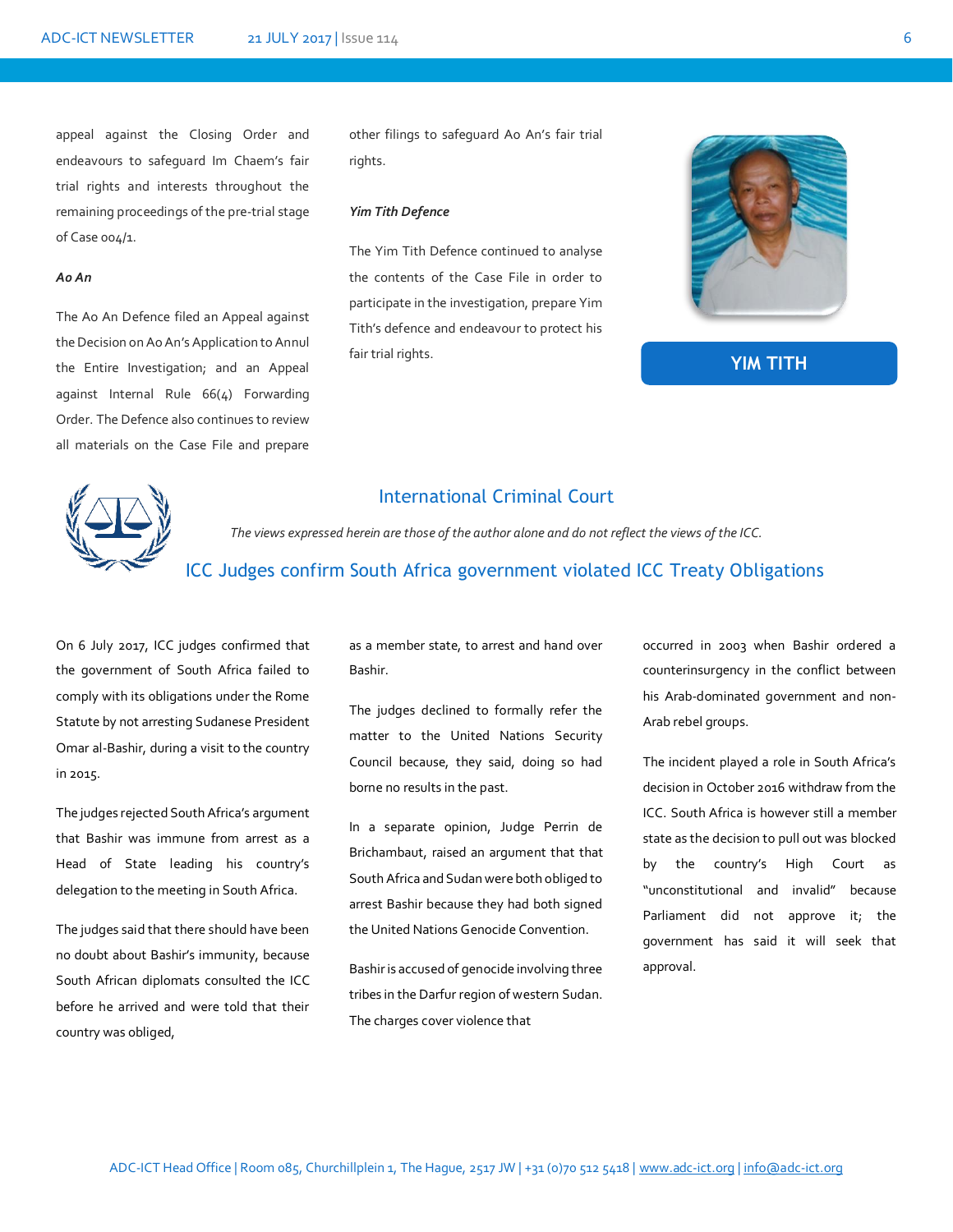appeal against the Closing Order and endeavours to safeguard Im Chaem's fair trial rights and interests throughout the remaining proceedings of the pre-trial stage of Case 004/1.

***Ao An***

The Ao An Defence filed an Appeal against the Decision on Ao An's Application to Annul the Entire Investigation; and an Appeal against Internal Rule 66(4) Forwarding Order. The Defence also continues to review all materials on the Case File and prepare other filings to safeguard Ao An's fair trial rights.

***Yim Tith Defence***

The Yim Tith Defence continued to analyse the contents of the Case File in order to participate in the investigation, prepare Yim Tith's defence and endeavour to protect his fair trial rights.

**YIM TITH**

## International Criminal Court

*The views expressed herein are those of the author alone and do not reflect the views of the ICC.*

### ICC Judges confirm South Africa government violated ICC Treaty Obligations

On 6 July 2017, ICC judges confirmed that the government of South Africa failed to comply with its obligations under the Rome Statute by not arresting Sudanese President Omar al-Bashir, during a visit to the country in 2015.

The judges rejected South Africa's argument that Bashir was immune from arrest as a Head of State leading his country's delegation to the meeting in South Africa.

The judges said that there should have been no doubt about Bashir's immunity, because South African diplomats consulted the ICC before he arrived and were told that their country was obliged, as a member state, to arrest and hand over Bashir.

The judges declined to formally refer the matter to the United Nations Security Council because, they said, doing so had borne no results in the past.

In a separate opinion, Judge Perrin de Brichambaut, raised an argument that that South Africa and Sudan were both obliged to arrest Bashir because they had both signed the United Nations Genocide Convention.

Bashir is accused of genocide involving three tribes in the Darfur region of western Sudan. The charges cover violence that occurred in 2003 when Bashir ordered a counterinsurgency in the conflict between his Arab-dominated government and non-Arab rebel groups.

The incident played a role in South Africa's decision in October 2016 withdraw from the ICC. South Africa is however still a member state as the decision to pull out was blocked by the country's High Court as "unconstitutional and invalid" because Parliament did not approve it; the government has said it will seek that approval.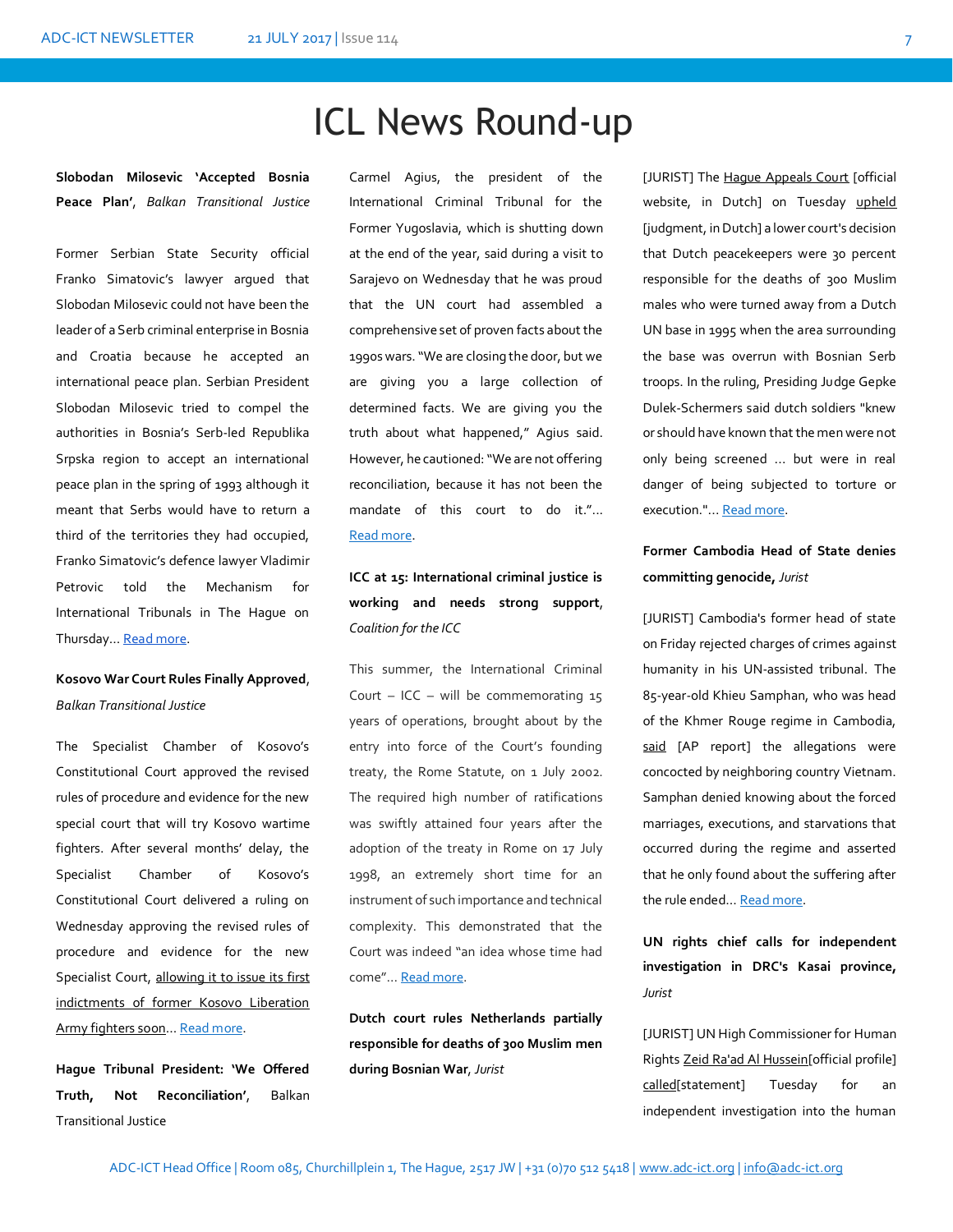# ICL News Round-up

**Slobodan Milosevic 'Accepted Bosnia Peace Plan'**, *Balkan Transitional Justice*

Former Serbian State Security official Franko Simatovic's lawyer argued that Slobodan Milosevic could not have been the leader of a Serb criminal enterprise in Bosnia and Croatia because he accepted an international peace plan. Serbian President Slobodan Milosevic tried to compel the authorities in Bosnia's Serb-led Republika Srpska region to accept an international peace plan in the spring of 1993 although it meant that Serbs would have to return a third of the territories they had occupied, Franko Simatovic's defence lawyer Vladimir Petrovic told the Mechanism for International Tribunals in The Hague on Thursday... Read more.

**Kosovo War Court Rules Finally Approved**, *Balkan Transitional Justice*

The Specialist Chamber of Kosovo's Constitutional Court approved the revised rules of procedure and evidence for the new special court that will try Kosovo wartime fighters. After several months' delay, the Specialist Chamber of Kosovo's Constitutional Court delivered a ruling on Wednesday approving the revised rules of procedure and evidence for the new Specialist Court, allowing it to issue its first indictments of former Kosovo Liberation Army fighters soon... Read more.

**Hague Tribunal President: 'We Offered Truth, Not Reconciliation'**, Balkan Transitional Justice

Carmel Agius, the president of the International Criminal Tribunal for the Former Yugoslavia, which is shutting down at the end of the year, said during a visit to Sarajevo on Wednesday that he was proud that the UN court had assembled a comprehensive set of proven facts about the 1990s wars. "We are closing the door, but we are giving you a large collection of determined facts. We are giving you the truth about what happened," Agius said. However, he cautioned: "We are not offering reconciliation, because it has not been the mandate of this court to do it."... Read more.

**ICC at 15: International criminal justice is working and needs strong support**, *Coalition for the ICC*

This summer, the International Criminal Court – ICC – will be commemorating 15 years of operations, brought about by the entry into force of the Court's founding treaty, the Rome Statute, on 1 July 2002. The required high number of ratifications was swiftly attained four years after the adoption of the treaty in Rome on 17 July 1998, an extremely short time for an instrument of such importance and technical complexity. This demonstrated that the Court was indeed "an idea whose time had come"... Read more.

**Dutch court rules Netherlands partially responsible for deaths of 300 Muslim men during Bosnian War**, *Jurist*

[JURIST] The Hague Appeals Court [official website, in Dutch] on Tuesday upheld [judgment, in Dutch] a lower court's decision that Dutch peacekeepers were 30 percent responsible for the deaths of 300 Muslim males who were turned away from a Dutch UN base in 1995 when the area surrounding the base was overrun with Bosnian Serb troops. In the ruling, Presiding Judge Gepke Dulek-Schermers said dutch soldiers "knew or should have known that the men were not only being screened ... but were in real danger of being subjected to torture or execution."... Read more.

**Former Cambodia Head of State denies committing genocide,** *Jurist*

[JURIST] Cambodia's former head of state on Friday rejected charges of crimes against humanity in his UN-assisted tribunal. The 85-year-old Khieu Samphan, who was head of the Khmer Rouge regime in Cambodia, said [AP report] the allegations were concocted by neighboring country Vietnam. Samphan denied knowing about the forced marriages, executions, and starvations that occurred during the regime and asserted that he only found about the suffering after the rule ended... Read more.

**UN rights chief calls for independent investigation in DRC's Kasai province,** *Jurist*

[JURIST] UN High Commissioner for Human Rights Zeid Ra'ad Al Hussein[official profile] called[statement] Tuesday for an independent investigation into the human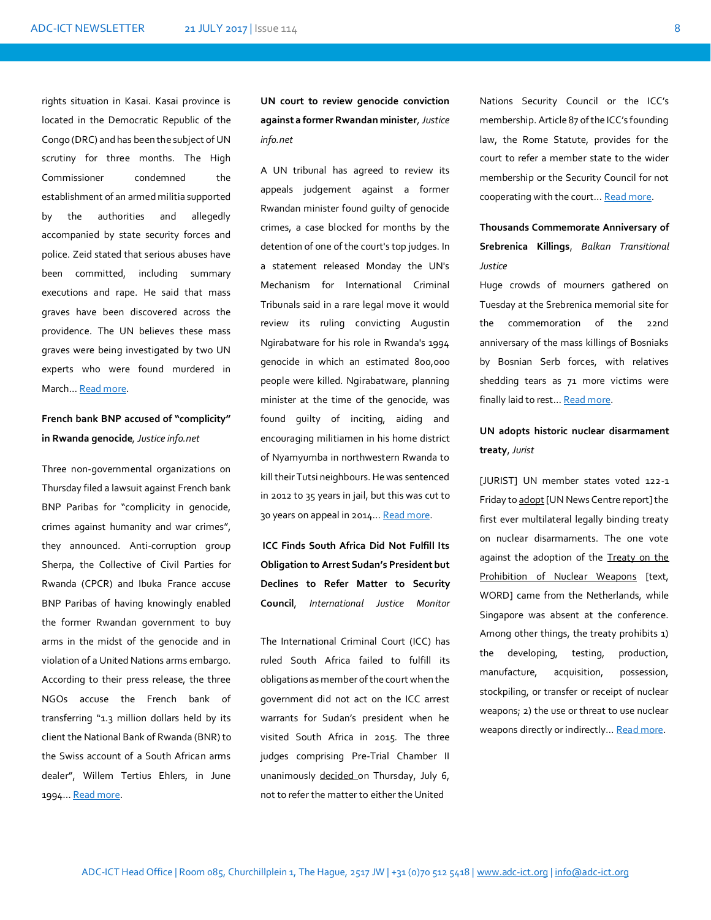rights situation in Kasai. Kasai province is located in the Democratic Republic of the Congo (DRC) and has been the subject of UN scrutiny for three months. The High Commissioner condemned the establishment of an armed militia supported by the authorities and allegedly accompanied by state security forces and police. Zeid stated that serious abuses have been committed, including summary executions and rape. He said that mass graves have been discovered across the providence. The UN believes these mass graves were being investigated by two UN experts who were found murdered in March… Read more.

**French bank BNP accused of "complicity" in Rwanda genocide**, *Justice info.net*

Three non-governmental organizations on Thursday filed a lawsuit against French bank BNP Paribas for "complicity in genocide, crimes against humanity and war crimes", they announced. Anti-corruption group Sherpa, the Collective of Civil Parties for Rwanda (CPCR) and Ibuka France accuse BNP Paribas of having knowingly enabled the former Rwandan government to buy arms in the midst of the genocide and in violation of a United Nations arms embargo. According to their press release, the three NGOs accuse the French bank of transferring "1.3 million dollars held by its client the National Bank of Rwanda (BNR) to the Swiss account of a South African arms dealer", Willem Tertius Ehlers, in June 1994… Read more.

**UN court to review genocide conviction against a former Rwandan minister**, *Justice info.net*

A UN tribunal has agreed to review its appeals judgement against a former Rwandan minister found guilty of genocide crimes, a case blocked for months by the detention of one of the court's top judges. In a statement released Monday the UN's Mechanism for International Criminal Tribunals said in a rare legal move it would review its ruling convicting Augustin Ngirabatware for his role in Rwanda's 1994 genocide in which an estimated 800,000 people were killed. Ngirabatware, planning minister at the time of the genocide, was found guilty of inciting, aiding and encouraging militiamen in his home district of Nyamyumba in northwestern Rwanda to kill their Tutsi neighbours. He was sentenced in 2012 to 35 years in jail, but this was cut to 30 years on appeal in 2014… Read more.

**ICC Finds South Africa Did Not Fulfill Its Obligation to Arrest Sudan's President but Declines to Refer Matter to Security Council**, *International Justice Monitor*

The International Criminal Court (ICC) has ruled South Africa failed to fulfill its obligations as member of the court when the government did not act on the ICC arrest warrants for Sudan's president when he visited South Africa in 2015. The three judges comprising Pre-Trial Chamber II unanimously decided on Thursday, July 6, not to refer the matter to either the United Nations Security Council or the ICC's membership. Article 87 of the ICC's founding law, the Rome Statute, provides for the court to refer a member state to the wider membership or the Security Council for not cooperating with the court… Read more.

**Thousands Commemorate Anniversary of Srebrenica Killings**, *Balkan Transitional Justice*

Huge crowds of mourners gathered on Tuesday at the Srebrenica memorial site for the commemoration of the 22nd anniversary of the mass killings of Bosniaks by Bosnian Serb forces, with relatives shedding tears as 71 more victims were finally laid to rest… Read more.

**UN adopts historic nuclear disarmament treaty**, *Jurist*

[JURIST] UN member states voted 122-1 Friday to adopt [UN News Centre report] the first ever multilateral legally binding treaty on nuclear disarmaments. The one vote against the adoption of the Treaty on the Prohibition of Nuclear Weapons [text, WORD] came from the Netherlands, while Singapore was absent at the conference. Among other things, the treaty prohibits 1) the developing, testing, production, manufacture, acquisition, possession, stockpiling, or transfer or receipt of nuclear weapons; 2) the use or threat to use nuclear weapons directly or indirectly… Read more.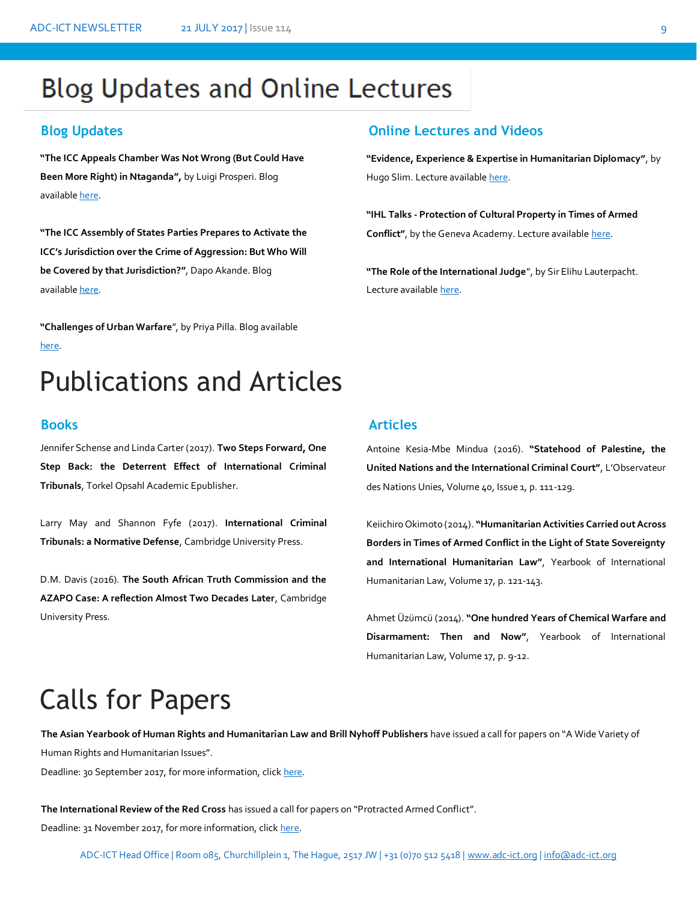# Blog Updates and Online Lectures

## Blog Updates

**"The ICC Appeals Chamber Was Not Wrong (But Could Have Been More Right) in Ntaganda",** by Luigi Prosperi. Blog available here.

**"The ICC Assembly of States Parties Prepares to Activate the ICC's Jurisdiction over the Crime of Aggression: But Who Will be Covered by that Jurisdiction?"**, Dapo Akande. Blog available here.

**"Challenges of Urban Warfare"**, by Priya Pilla. Blog available here.

## Online Lectures and Videos

**"Evidence, Experience & Expertise in Humanitarian Diplomacy"**, by Hugo Slim. Lecture available here.

**"IHL Talks - Protection of Cultural Property in Times of Armed Conflict"**, by the Geneva Academy. Lecture available here.

**"The Role of the International Judge"**, by Sir Elihu Lauterpacht. Lecture available here.

# Publications and Articles

## Books

Jennifer Schense and Linda Carter (2017). **Two Steps Forward, One Step Back: the Deterrent Effect of International Criminal Tribunals**, Torkel Opsahl Academic Epublisher.

Larry May and Shannon Fyfe (2017). **International Criminal Tribunals: a Normative Defense**, Cambridge University Press.

D.M. Davis (2016). **The South African Truth Commission and the AZAPO Case: A reflection Almost Two Decades Later**, Cambridge University Press.

## Articles

Antoine Kesia-Mbe Mindua (2016). **"Statehood of Palestine, the United Nations and the International Criminal Court"**, L'Observateur des Nations Unies, Volume 40, Issue 1, p. 111-129.

Keiichiro Okimotö (2014). **"Humanitarian Activities Carried out Across Borders in Times of Armed Conflict in the Light of State Sovereignty and International Humanitarian Law"**, Yearbook of International Humanitarian Law, Volume 17, p. 121-143.

Ahmet Üzümcü (2014). **"One hundred Years of Chemical Warfare and Disarmament: Then and Now"**, Yearbook of International Humanitarian Law, Volume 17, p. 9-12.

# Calls for Papers

**The Asian Yearbook of Human Rights and Humanitarian Law and Brill Nyhoff Publishers** have issued a call for papers on "A Wide Variety of Human Rights and Humanitarian Issues".
Deadline: 30 September 2017, for more information, click here.

**The International Review of the Red Cross** has issued a call for papers on "Protracted Armed Conflict".
Deadline: 31 November 2017, for more information, click here.

ADC-ICT Head Office | Room 085, Churchillplein 1, The Hague, 2517 JW | +31 (0)70 512 5418 | www.adc-ict.org | info@adc-ict.org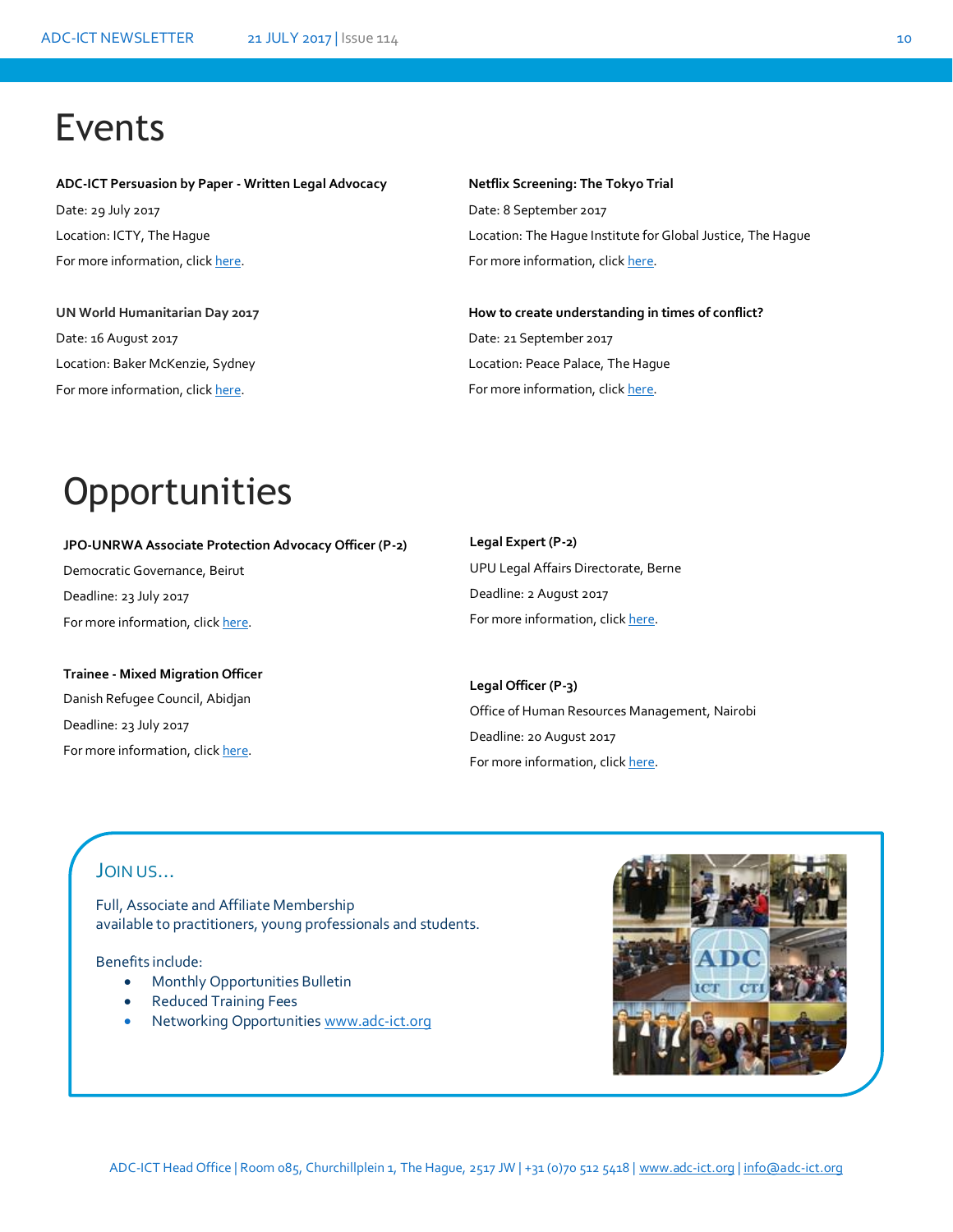# Events

**ADC-ICT Persuasion by Paper - Written Legal Advocacy**

Date: 29 July 2017

Location: ICTY, The Hague

For more information, click here.

**UN World Humanitarian Day 2017**

Date: 16 August 2017

Location: Baker McKenzie, Sydney

For more information, click here.

**Netflix Screening: The Tokyo Trial**

Date: 8 September 2017

Location: The Hague Institute for Global Justice, The Hague

For more information, click here.

**How to create understanding in times of conflict?**

Date: 21 September 2017

Location: Peace Palace, The Hague

For more information, click here.

# Opportunities

**JPO-UNRWA Associate Protection Advocacy Officer (P-2)**

Democratic Governance, Beirut

Deadline: 23 July 2017

For more information, click here.

**Trainee - Mixed Migration Officer**

Danish Refugee Council, Abidjan

Deadline: 23 July 2017

For more information, click here.

**Legal Expert (P-2)**

UPU Legal Affairs Directorate, Berne

Deadline: 2 August 2017

For more information, click here.

**Legal Officer (P-3)**

Office of Human Resources Management, Nairobi

Deadline: 20 August 2017

For more information, click here.

## JOIN US…

Full, Associate and Affiliate Membership
available to practitioners, young professionals and students.

Benefits include:

- Monthly Opportunities Bulletin
- Reduced Training Fees
- Networking Opportunities www.adc-ict.org

ADC-ICT Head Office | Room 085, Churchillplein 1, The Hague, 2517 JW | +31 (0)70 512 5418 | www.adc-ict.org | info@adc-ict.org